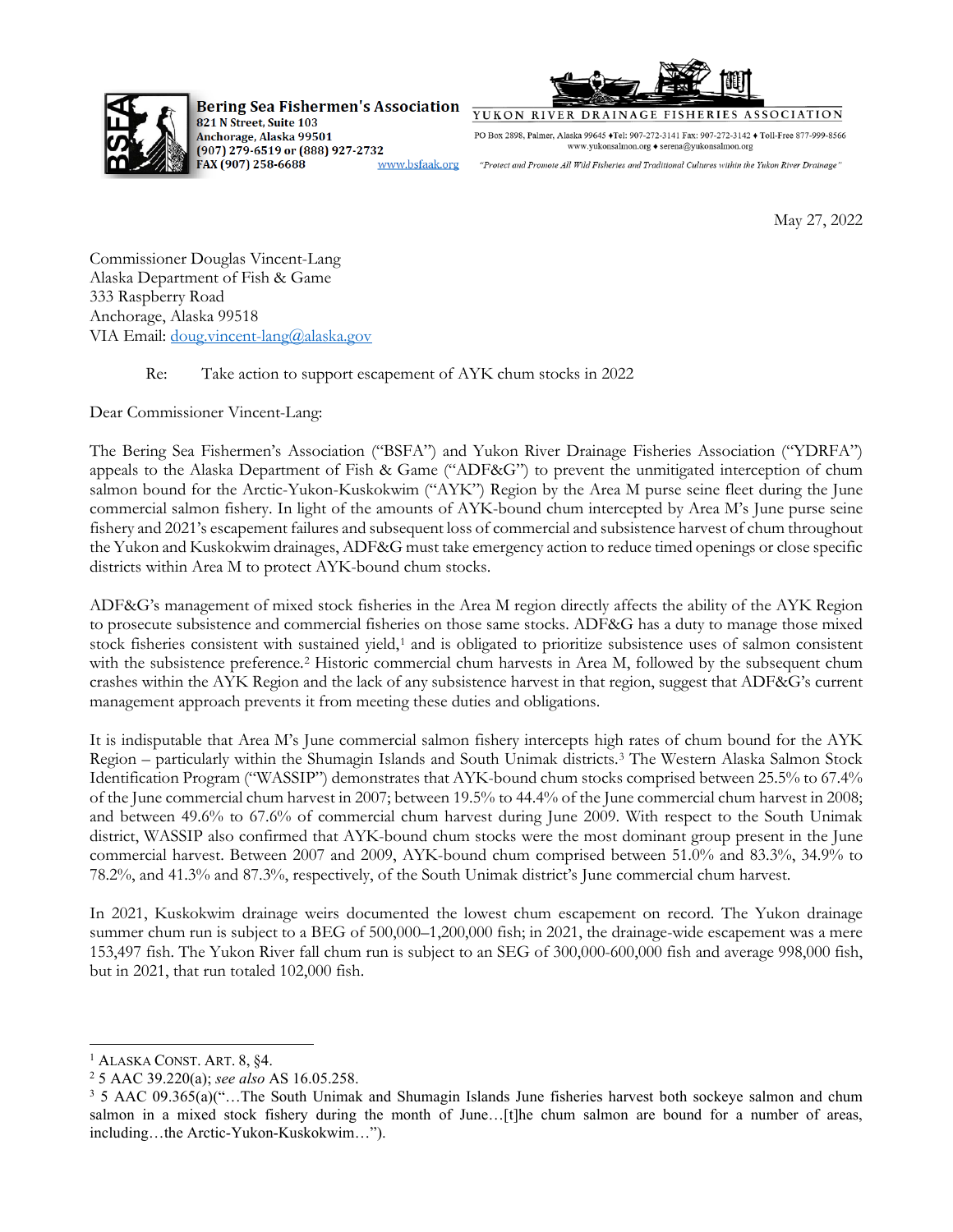**Bering Sea Fishermen's Association**
821 N Street, Suite 103
Anchorage, Alaska 99501
(907) 279-6519 or (888) 927-2732
FAX (907) 258-6688
www.bsfaak.org

YUKON RIVER DRAINAGE FISHERIES ASSOCIATION
PO Box 2898, Palmer, Alaska 99645 ♦Tel: 907-272-3141 Fax: 907-272-3142 ♦ Toll-Free 877-999-8566
www.yukonsalmon.org ♦ serena@yukonsalmon.org
*"Protect and Promote All Wild Fisheries and Traditional Cultures within the Yukon River Drainage"*

May 27, 2022

Commissioner Douglas Vincent-Lang
Alaska Department of Fish & Game
333 Raspberry Road
Anchorage, Alaska 99518
VIA Email: doug.vincent-lang@alaska.gov

Re: Take action to support escapement of AYK chum stocks in 2022

Dear Commissioner Vincent-Lang:

The Bering Sea Fishermen's Association ("BSFA") and Yukon River Drainage Fisheries Association ("YDRFA") appeals to the Alaska Department of Fish & Game ("ADF&G") to prevent the unmitigated interception of chum salmon bound for the Arctic-Yukon-Kuskokwim ("AYK") Region by the Area M purse seine fleet during the June commercial salmon fishery. In light of the amounts of AYK-bound chum intercepted by Area M's June purse seine fishery and 2021's escapement failures and subsequent loss of commercial and subsistence harvest of chum throughout the Yukon and Kuskokwim drainages, ADF&G must take emergency action to reduce timed openings or close specific districts within Area M to protect AYK-bound chum stocks.

ADF&G's management of mixed stock fisheries in the Area M region directly affects the ability of the AYK Region to prosecute subsistence and commercial fisheries on those same stocks. ADF&G has a duty to manage those mixed stock fisheries consistent with sustained yield,[1] and is obligated to prioritize subsistence uses of salmon consistent with the subsistence preference.[2] Historic commercial chum harvests in Area M, followed by the subsequent chum crashes within the AYK Region and the lack of any subsistence harvest in that region, suggest that ADF&G's current management approach prevents it from meeting these duties and obligations.

It is indisputable that Area M's June commercial salmon fishery intercepts high rates of chum bound for the AYK Region – particularly within the Shumagin Islands and South Unimak districts.[3] The Western Alaska Salmon Stock Identification Program ("WASSIP") demonstrates that AYK-bound chum stocks comprised between 25.5% to 67.4% of the June commercial chum harvest in 2007; between 19.5% to 44.4% of the June commercial chum harvest in 2008; and between 49.6% to 67.6% of commercial chum harvest during June 2009. With respect to the South Unimak district, WASSIP also confirmed that AYK-bound chum stocks were the most dominant group present in the June commercial harvest. Between 2007 and 2009, AYK-bound chum comprised between 51.0% and 83.3%, 34.9% to 78.2%, and 41.3% and 87.3%, respectively, of the South Unimak district's June commercial chum harvest.

In 2021, Kuskokwim drainage weirs documented the lowest chum escapement on record. The Yukon drainage summer chum run is subject to a BEG of 500,000–1,200,000 fish; in 2021, the drainage-wide escapement was a mere 153,497 fish. The Yukon River fall chum run is subject to an SEG of 300,000-600,000 fish and average 998,000 fish, but in 2021, that run totaled 102,000 fish.

---

[1] ALASKA CONST. ART. 8, §4.

[2] 5 AAC 39.220(a); *see also* AS 16.05.258.

[3] 5 AAC 09.365(a)("…The South Unimak and Shumagin Islands June fisheries harvest both sockeye salmon and chum salmon in a mixed stock fishery during the month of June…[t]he chum salmon are bound for a number of areas, including…the Arctic-Yukon-Kuskokwim…").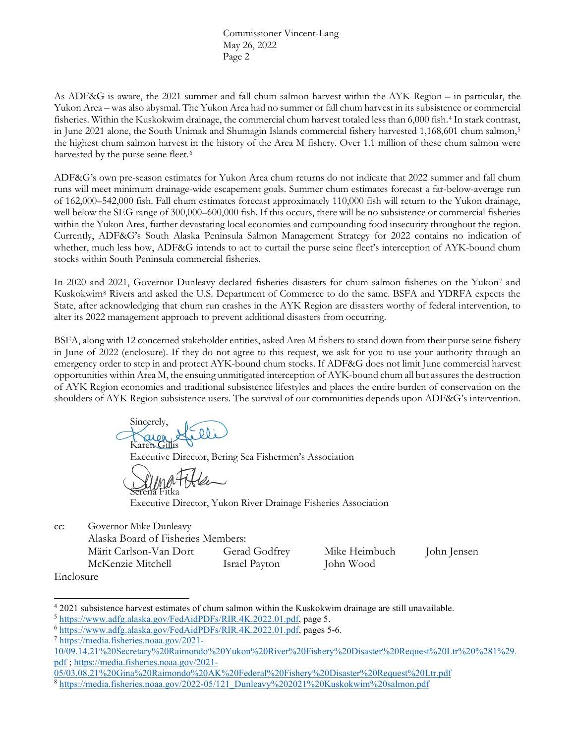As ADF&G is aware, the 2021 summer and fall chum salmon harvest within the AYK Region – in particular, the Yukon Area – was also abysmal. The Yukon Area had no summer or fall chum harvest in its subsistence or commercial fisheries. Within the Kuskokwim drainage, the commercial chum harvest totaled less than 6,000 fish.[4] In stark contrast, in June 2021 alone, the South Unimak and Shumagin Islands commercial fishery harvested 1,168,601 chum salmon,[5] the highest chum salmon harvest in the history of the Area M fishery. Over 1.1 million of these chum salmon were harvested by the purse seine fleet.[6]

ADF&G's own pre-season estimates for Yukon Area chum returns do not indicate that 2022 summer and fall chum runs will meet minimum drainage-wide escapement goals. Summer chum estimates forecast a far-below-average run of 162,000–542,000 fish. Fall chum estimates forecast approximately 110,000 fish will return to the Yukon drainage, well below the SEG range of 300,000–600,000 fish. If this occurs, there will be no subsistence or commercial fisheries within the Yukon Area, further devastating local economies and compounding food insecurity throughout the region. Currently, ADF&G's South Alaska Peninsula Salmon Management Strategy for 2022 contains no indication of whether, much less how, ADF&G intends to act to curtail the purse seine fleet's interception of AYK-bound chum stocks within South Peninsula commercial fisheries.

In 2020 and 2021, Governor Dunleavy declared fisheries disasters for chum salmon fisheries on the Yukon[7] and Kuskokwim[8] Rivers and asked the U.S. Department of Commerce to do the same. BSFA and YDRFA expects the State, after acknowledging that chum run crashes in the AYK Region are disasters worthy of federal intervention, to alter its 2022 management approach to prevent additional disasters from occurring.

BSFA, along with 12 concerned stakeholder entities, asked Area M fishers to stand down from their purse seine fishery in June of 2022 (enclosure). If they do not agree to this request, we ask for you to use your authority through an emergency order to step in and protect AYK-bound chum stocks. If ADF&G does not limit June commercial harvest opportunities within Area M, the ensuing unmitigated interception of AYK-bound chum all but assures the destruction of AYK Region economies and traditional subsistence lifestyles and places the entire burden of conservation on the shoulders of AYK Region subsistence users. The survival of our communities depends upon ADF&G's intervention.

Sincerely,

Karen Gillis
Executive Director, Bering Sea Fishermen's Association

Serena Fitka
Executive Director, Yukon River Drainage Fisheries Association

cc: Governor Mike Dunleavy
Alaska Board of Fisheries Members:
Märit Carlson-Van Dort, Gerad Godfrey, Mike Heimbuch, John Jensen, McKenzie Mitchell, Israel Payton, John Wood

Enclosure

---

[4] 2021 subsistence harvest estimates of chum salmon within the Kuskokwim drainage are still unavailable.

[5] https://www.adfg.alaska.gov/FedAidPDFs/RIR.4K.2022.01.pdf, page 5.

[6] https://www.adfg.alaska.gov/FedAidPDFs/RIR.4K.2022.01.pdf, pages 5-6.

[7] https://media.fisheries.noaa.gov/2021-10/09.14.21%20Secretary%20Raimondo%20Yukon%20River%20Fishery%20Disaster%20Request%20Ltr%20%281%29.pdf ; https://media.fisheries.noaa.gov/2021-05/03.08.21%20Gina%20Raimondo%20AK%20Federal%20Fishery%20Disaster%20Request%20Ltr.pdf

[8] https://media.fisheries.noaa.gov/2022-05/121_Dunleavy%202021%20Kuskokwim%20salmon.pdf